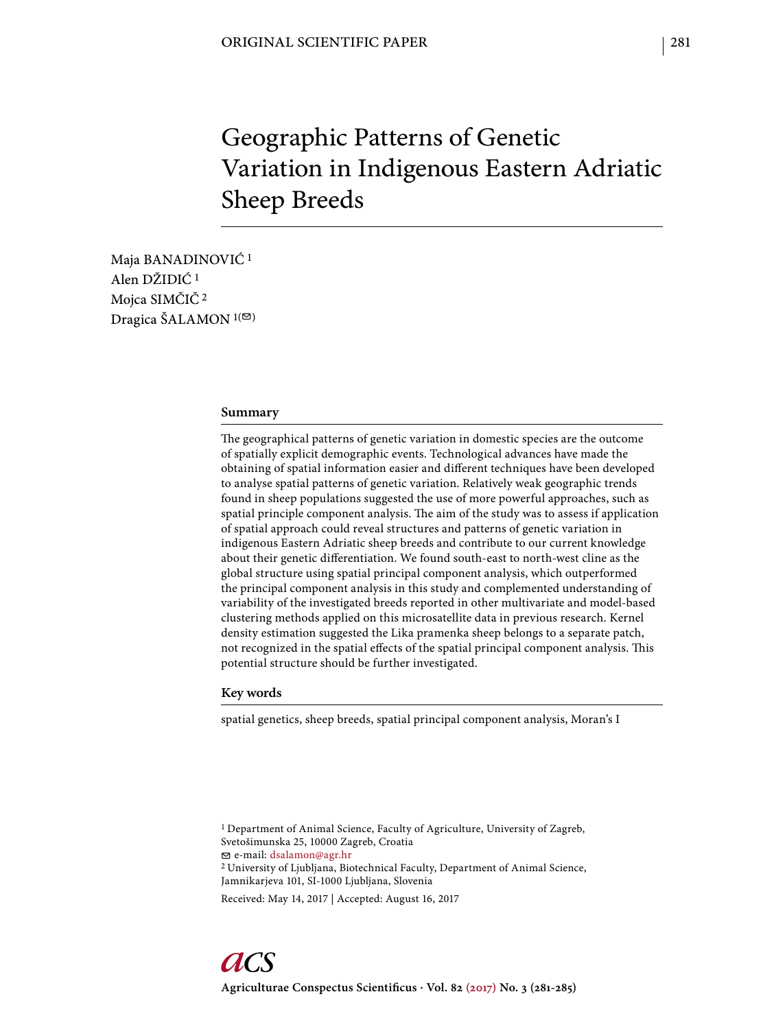ORIGINAL SCIENTIFIC PAPER

# Geographic Patterns of Genetic Variation in Indigenous Eastern Adriatic Sheep Breeds

Maja BANADINOVIĆ [1]
Alen DŽIDIĆ [1]
Mojca SIMČIČ [2]
Dragica ŠALAMON [1](✉)

## Summary

The geographical patterns of genetic variation in domestic species are the outcome of spatially explicit demographic events. Technological advances have made the obtaining of spatial information easier and different techniques have been developed to analyse spatial patterns of genetic variation. Relatively weak geographic trends found in sheep populations suggested the use of more powerful approaches, such as spatial principle component analysis. The aim of the study was to assess if application of spatial approach could reveal structures and patterns of genetic variation in indigenous Eastern Adriatic sheep breeds and contribute to our current knowledge about their genetic differentiation. We found south-east to north-west cline as the global structure using spatial principal component analysis, which outperformed the principal component analysis in this study and complemented understanding of variability of the investigated breeds reported in other multivariate and model-based clustering methods applied on this microsatellite data in previous research. Kernel density estimation suggested the Lika pramenka sheep belongs to a separate patch, not recognized in the spatial effects of the spatial principal component analysis. This potential structure should be further investigated.

## Key words

spatial genetics, sheep breeds, spatial principal component analysis, Moran's I

[1] Department of Animal Science, Faculty of Agriculture, University of Zagreb, Svetošimunska 25, 10000 Zagreb, Croatia
✉ e-mail: dsalamon@agr.hr
[2] University of Ljubljana, Biotechnical Faculty, Department of Animal Science, Jamnikarjeva 101, SI-1000 Ljubljana, Slovenia

Received: May 14, 2017 | Accepted: August 16, 2017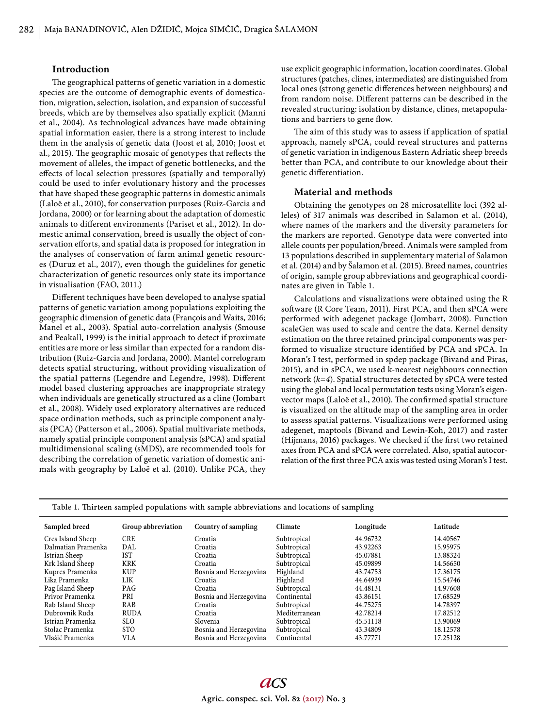## Introduction

The geographical patterns of genetic variation in a domestic species are the outcome of demographic events of domestication, migration, selection, isolation, and expansion of successful breeds, which are by themselves also spatially explicit (Manni et al., 2004). As technological advances have made obtaining spatial information easier, there is a strong interest to include them in the analysis of genetic data (Joost et al, 2010; Joost et al., 2015). The geographic mosaic of genotypes that reflects the movement of alleles, the impact of genetic bottlenecks, and the effects of local selection pressures (spatially and temporally) could be used to infer evolutionary history and the processes that have shaped these geographic patterns in domestic animals (Laloë et al., 2010), for conservation purposes (Ruiz-Garcia and Jordana, 2000) or for learning about the adaptation of domestic animals to different environments (Pariset et al., 2012). In domestic animal conservation, breed is usually the object of conservation efforts, and spatial data is proposed for integration in the analyses of conservation of farm animal genetic resources (Duruz et al., 2017), even though the guidelines for genetic characterization of genetic resources only state its importance in visualisation (FAO, 2011.)

Different techniques have been developed to analyse spatial patterns of genetic variation among populations exploiting the geographic dimension of genetic data (François and Waits, 2016; Manel et al., 2003). Spatial auto-correlation analysis (Smouse and Peakall, 1999) is the initial approach to detect if proximate entities are more or less similar than expected for a random distribution (Ruiz-Garcia and Jordana, 2000). Mantel correlogram detects spatial structuring, without providing visualization of the spatial patterns (Legendre and Legendre, 1998). Different model based clustering approaches are inappropriate strategy when individuals are genetically structured as a cline (Jombart et al., 2008). Widely used exploratory alternatives are reduced space ordination methods, such as principle component analysis (PCA) (Patterson et al., 2006). Spatial multivariate methods, namely spatial principle component analysis (sPCA) and spatial multidimensional scaling (sMDS), are recommended tools for describing the correlation of genetic variation of domestic animals with geography by Laloë et al. (2010). Unlike PCA, they use explicit geographic information, location coordinates. Global structures (patches, clines, intermediates) are distinguished from local ones (strong genetic differences between neighbours) and from random noise. Different patterns can be described in the revealed structuring: isolation by distance, clines, metapopulations and barriers to gene flow.

The aim of this study was to assess if application of spatial approach, namely sPCA, could reveal structures and patterns of genetic variation in indigenous Eastern Adriatic sheep breeds better than PCA, and contribute to our knowledge about their genetic differentiation.

## Material and methods

Obtaining the genotypes on 28 microsatellite loci (392 alleles) of 317 animals was described in Salamon et al. (2014), where names of the markers and the diversity parameters for the markers are reported. Genotype data were converted into allele counts per population/breed. Animals were sampled from 13 populations described in supplementary material of Salamon et al. (2014) and by Šalamon et al. (2015). Breed names, countries of origin, sample group abbreviations and geographical coordinates are given in Table 1.

Calculations and visualizations were obtained using the R software (R Core Team, 2011). First PCA, and then sPCA were performed with adegenet package (Jombart, 2008). Function scaleGen was used to scale and centre the data. Kernel density estimation on the three retained principal components was performed to visualize structure identified by PCA and sPCA. In Moran's I test, performed in spdep package (Bivand and Piras, 2015), and in sPCA, we used k-nearest neighbours connection network (*k=4*). Spatial structures detected by sPCA were tested using the global and local permutation tests using Moran's eigenvector maps (Laloë et al., 2010). The confirmed spatial structure is visualized on the altitude map of the sampling area in order to assess spatial patterns. Visualizations were performed using adegenet, maptools (Bivand and Lewin-Koh, 2017) and raster (Hijmans, 2016) packages. We checked if the first two retained axes from PCA and sPCA were correlated. Also, spatial autocorrelation of the first three PCA axis was tested using Moran's I test.

Table 1. Thirteen sampled populations with sample abbreviations and locations of sampling

| Sampled breed | Group abbreviation | Country of sampling | Climate | Longitude | Latitude |
|---|---|---|---|---|---|
| Cres Island Sheep | CRE | Croatia | Subtropical | 44.96732 | 14.40567 |
| Dalmatian Pramenka | DAL | Croatia | Subtropical | 43.92263 | 15.95975 |
| Istrian Sheep | IST | Croatia | Subtropical | 45.07881 | 13.88324 |
| Krk Island Sheep | KRK | Croatia | Subtropical | 45.09899 | 14.56650 |
| Kupres Pramenka | KUP | Bosnia and Herzegovina | Highland | 43.74753 | 17.36175 |
| Lika Pramenka | LIK | Croatia | Highland | 44.64939 | 15.54746 |
| Pag Island Sheep | PAG | Croatia | Subtropical | 44.48131 | 14.97608 |
| Privor Pramenka | PRI | Bosnia and Herzegovina | Continental | 43.86151 | 17.68529 |
| Rab Island Sheep | RAB | Croatia | Subtropical | 44.75275 | 14.78397 |
| Dubrovnik Ruda | RUDA | Croatia | Mediterranean | 42.78214 | 17.82512 |
| Istrian Pramenka | SLO | Slovenia | Subtropical | 45.51118 | 13.90069 |
| Stolac Pramenka | STO | Bosnia and Herzegovina | Subtropical | 43.34809 | 18.12578 |
| Vlašić Pramenka | VLA | Bosnia and Herzegovina | Continental | 43.77771 | 17.25128 |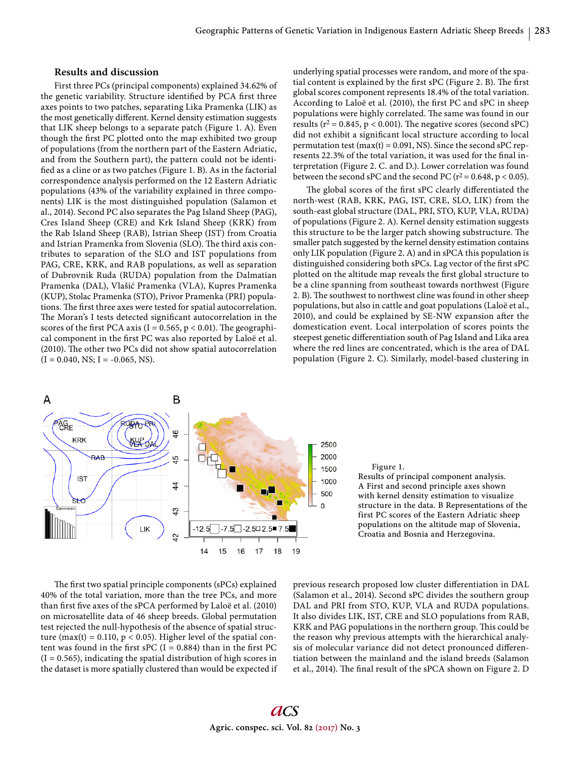## Results and discussion

First three PCs (principal components) explained 34.62% of the genetic variability. Structure identified by PCA first three axes points to two patches, separating Lika Pramenka (LIK) as the most genetically different. Kernel density estimation suggests that LIK sheep belongs to a separate patch (Figure 1. A). Even though the first PC plotted onto the map exhibited two group of populations (from the northern part of the Eastern Adriatic, and from the Southern part), the pattern could not be identified as a cline or as two patches (Figure 1. B). As in the factorial correspondence analysis performed on the 12 Eastern Adriatic populations (43% of the variability explained in three components) LIK is the most distinguished population (Salamon et al., 2014). Second PC also separates the Pag Island Sheep (PAG), Cres Island Sheep (CRE) and Krk Island Sheep (KRK) from the Rab Island Sheep (RAB), Istrian Sheep (IST) from Croatia and Istrian Pramenka from Slovenia (SLO). The third axis contributes to separation of the SLO and IST populations from PAG, CRE, KRK, and RAB populations, as well as separation of Dubrovnik Ruda (RUDA) population from the Dalmatian Pramenka (DAL), Vlašić Pramenka (VLA), Kupres Pramenka (KUP), Stolac Pramenka (STO), Privor Pramenka (PRI) populations. The first three axes were tested for spatial autocorrelation. The Moran's I tests detected significant autocorrelation in the scores of the first PCA axis (I = 0.565, $p < 0.01$). The geographical component in the first PC was also reported by Laloë et al. (2010). The other two PCs did not show spatial autocorrelation (I = 0.040, NS; I = -0.065, NS).

Figure 1.
Results of principal component analysis.
A First and second principle axes shown with kernel density estimation to visualize structure in the data. B Representations of the first PC scores of the Eastern Adriatic sheep populations on the altitude map of Slovenia, Croatia and Bosnia and Herzegovina.

The first two spatial principle components (sPCs) explained 40% of the total variation, more than the tree PCs, and more than first five axes of the sPCA performed by Laloë et al. (2010) on microsatellite data of 46 sheep breeds. Global permutation test rejected the null-hypothesis of the absence of spatial structure (max(t) = 0.110, $p < 0.05$). Higher level of the spatial content was found in the first sPC (I = 0.884) than in the first PC (I = 0.565), indicating the spatial distribution of high scores in the dataset is more spatially clustered than would be expected if underlying spatial processes were random, and more of the spatial content is explained by the first sPC (Figure 2. B). The first global scores component represents 18.4% of the total variation. According to Laloë et al. (2010), the first PC and sPC in sheep populations were highly correlated. The same was found in our results ($r^2 = 0.845$, $p < 0.001$). The negative scores (second sPC) did not exhibit a significant local structure according to local permutation test (max(t) = 0.091, NS). Since the second sPC represents 22.3% of the total variation, it was used for the final interpretation (Figure 2. C. and D.). Lower correlation was found between the second sPC and the second PC ($r^2 = 0.648$, $p < 0.05$).

The global scores of the first sPC clearly differentiated the north-west (RAB, KRK, PAG, IST, CRE, SLO, LIK) from the south-east global structure (DAL, PRI, STO, KUP, VLA, RUDA) of populations (Figure 2. A). Kernel density estimation suggests this structure to be the larger patch showing substructure. The smaller patch suggested by the kernel density estimation contains only LIK population (Figure 2. A) and in sPCA this population is distinguished considering both sPCs. Lag vector of the first sPC plotted on the altitude map reveals the first global structure to be a cline spanning from southeast towards northwest (Figure 2. B). The southwest to northwest cline was found in other sheep populations, but also in cattle and goat populations (Laloë et al., 2010), and could be explained by SE-NW expansion after the domestication event. Local interpolation of scores points the steepest genetic differentiation south of Pag Island and Lika area where the red lines are concentrated, which is the area of DAL population (Figure 2. C). Similarly, model-based clustering in previous research proposed low cluster differentiation in DAL (Salamon et al., 2014). Second sPC divides the southern group DAL and PRI from STO, KUP, VLA and RUDA populations. It also divides LIK, IST, CRE and SLO populations from RAB, KRK and PAG populations in the northern group. This could be the reason why previous attempts with the hierarchical analysis of molecular variance did not detect pronounced differentiation between the mainland and the island breeds (Salamon et al., 2014). The final result of the sPCA shown on Figure 2. D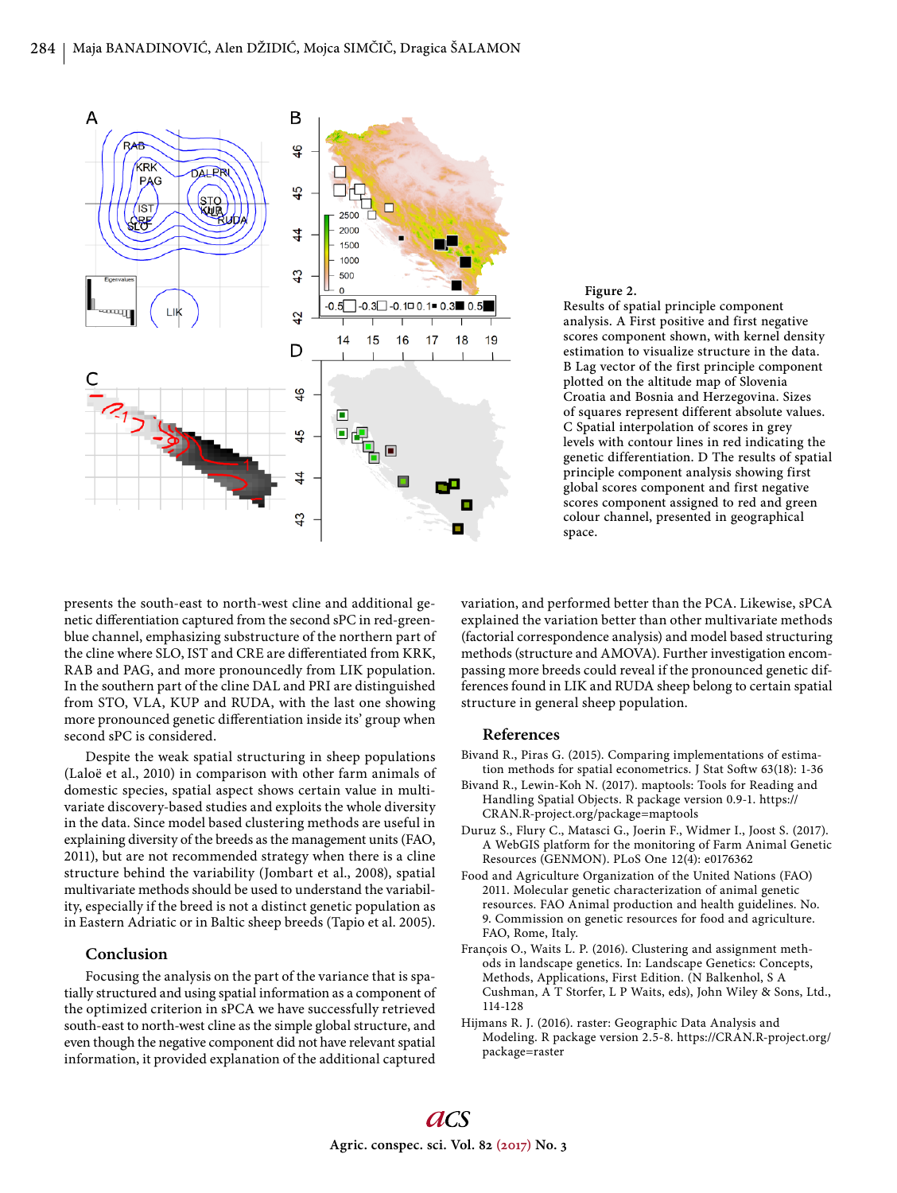**Figure 2.**
Results of spatial principle component analysis. A First positive and first negative scores component shown, with kernel density estimation to visualize structure in the data. B Lag vector of the first principle component plotted on the altitude map of Slovenia Croatia and Bosnia and Herzegovina. Sizes of squares represent different absolute values. C Spatial interpolation of scores in grey levels with contour lines in red indicating the genetic differentiation. D The results of spatial principle component analysis showing first global scores component and first negative scores component assigned to red and green colour channel, presented in geographical space.

presents the south-east to north-west cline and additional genetic differentiation captured from the second sPC in red-green-blue channel, emphasizing substructure of the northern part of the cline where SLO, IST and CRE are differentiated from KRK, RAB and PAG, and more pronouncedly from LIK population. In the southern part of the cline DAL and PRI are distinguished from STO, VLA, KUP and RUDA, with the last one showing more pronounced genetic differentiation inside its' group when second sPC is considered.

Despite the weak spatial structuring in sheep populations (Laloë et al., 2010) in comparison with other farm animals of domestic species, spatial aspect shows certain value in multivariate discovery-based studies and exploits the whole diversity in the data. Since model based clustering methods are useful in explaining diversity of the breeds as the management units (FAO, 2011), but are not recommended strategy when there is a cline structure behind the variability (Jombart et al., 2008), spatial multivariate methods should be used to understand the variability, especially if the breed is not a distinct genetic population as in Eastern Adriatic or in Baltic sheep breeds (Tapio et al. 2005).

## Conclusion

Focusing the analysis on the part of the variance that is spatially structured and using spatial information as a component of the optimized criterion in sPCA we have successfully retrieved south-east to north-west cline as the simple global structure, and even though the negative component did not have relevant spatial information, it provided explanation of the additional captured variation, and performed better than the PCA. Likewise, sPCA explained the variation better than other multivariate methods (factorial correspondence analysis) and model based structuring methods (structure and AMOVA). Further investigation encompassing more breeds could reveal if the pronounced genetic differences found in LIK and RUDA sheep belong to certain spatial structure in general sheep population.

## References

Bivand R., Piras G. (2015). Comparing implementations of estimation methods for spatial econometrics. J Stat Softw 63(18): 1-36

Bivand R., Lewin-Koh N. (2017). maptools: Tools for Reading and Handling Spatial Objects. R package version 0.9-1. https://CRAN.R-project.org/package=maptools

Duruz S., Flury C., Matasci G., Joerin F., Widmer I., Joost S. (2017). A WebGIS platform for the monitoring of Farm Animal Genetic Resources (GENMON). PLoS One 12(4): e0176362

Food and Agriculture Organization of the United Nations (FAO) 2011. Molecular genetic characterization of animal genetic resources. FAO Animal production and health guidelines. No. 9. Commission on genetic resources for food and agriculture. FAO, Rome, Italy.

François O., Waits L. P. (2016). Clustering and assignment methods in landscape genetics. In: Landscape Genetics: Concepts, Methods, Applications, First Edition. (N Balkenhol, S A Cushman, A T Storfer, L P Waits, eds), John Wiley & Sons, Ltd., 114-128

Hijmans R. J. (2016). raster: Geographic Data Analysis and Modeling. R package version 2.5-8. https://CRAN.R-project.org/package=raster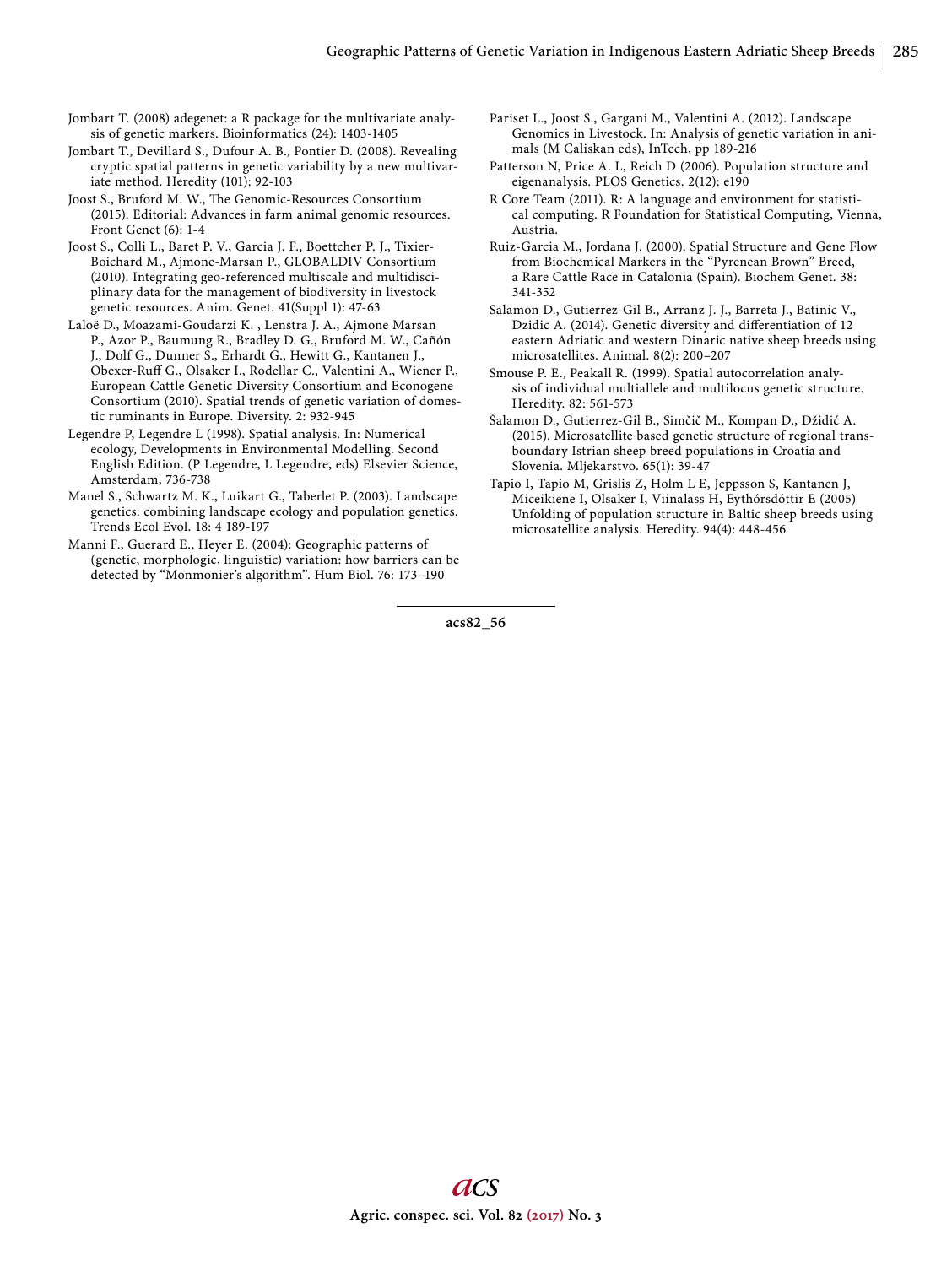Jombart T. (2008) adegenet: a R package for the multivariate analysis of genetic markers. Bioinformatics (24): 1403-1405

Jombart T., Devillard S., Dufour A. B., Pontier D. (2008). Revealing cryptic spatial patterns in genetic variability by a new multivariate method. Heredity (101): 92-103

Joost S., Bruford M. W., The Genomic-Resources Consortium (2015). Editorial: Advances in farm animal genomic resources. Front Genet (6): 1-4

Joost S., Colli L., Baret P. V., Garcia J. F., Boettcher P. J., Tixier-Boichard M., Ajmone-Marsan P., GLOBALDIV Consortium (2010). Integrating geo-referenced multiscale and multidisciplinary data for the management of biodiversity in livestock genetic resources. Anim. Genet. 41(Suppl 1): 47-63

Laloë D., Moazami-Goudarzi K. , Lenstra J. A., Ajmone Marsan P., Azor P., Baumung R., Bradley D. G., Bruford M. W., Cañón J., Dolf G., Dunner S., Erhardt G., Hewitt G., Kantanen J., Obexer-Ruff G., Olsaker I., Rodellar C., Valentini A., Wiener P., European Cattle Genetic Diversity Consortium and Econogene Consortium (2010). Spatial trends of genetic variation of domestic ruminants in Europe. Diversity. 2: 932-945

Legendre P, Legendre L (1998). Spatial analysis. In: Numerical ecology, Developments in Environmental Modelling. Second English Edition. (P Legendre, L Legendre, eds) Elsevier Science, Amsterdam, 736-738

Manel S., Schwartz M. K., Luikart G., Taberlet P. (2003). Landscape genetics: combining landscape ecology and population genetics. Trends Ecol Evol. 18: 4 189-197

Manni F., Guerard E., Heyer E. (2004): Geographic patterns of (genetic, morphologic, linguistic) variation: how barriers can be detected by "Monmonier's algorithm". Hum Biol. 76: 173–190

Pariset L., Joost S., Gargani M., Valentini A. (2012). Landscape Genomics in Livestock. In: Analysis of genetic variation in animals (M Caliskan eds), InTech, pp 189-216

Patterson N, Price A. L, Reich D (2006). Population structure and eigenanalysis. PLOS Genetics. 2(12): e190

R Core Team (2011). R: A language and environment for statistical computing. R Foundation for Statistical Computing, Vienna, Austria.

Ruiz-Garcia M., Jordana J. (2000). Spatial Structure and Gene Flow from Biochemical Markers in the "Pyrenean Brown" Breed, a Rare Cattle Race in Catalonia (Spain). Biochem Genet. 38: 341-352

Salamon D., Gutierrez-Gil B., Arranz J. J., Barreta J., Batinic V., Dzidic A. (2014). Genetic diversity and differentiation of 12 eastern Adriatic and western Dinaric native sheep breeds using microsatellites. Animal. 8(2): 200–207

Smouse P. E., Peakall R. (1999). Spatial autocorrelation analysis of individual multiallele and multilocus genetic structure. Heredity. 82: 561-573

Šalamon D., Gutierrez-Gil B., Simčič M., Kompan D., Džidić A. (2015). Microsatellite based genetic structure of regional transboundary Istrian sheep breed populations in Croatia and Slovenia. Mljekarstvo. 65(1): 39-47

Tapio I, Tapio M, Grislis Z, Holm L E, Jeppsson S, Kantanen J, Miceikiene I, Olsaker I, Viinalass H, Eythórsdóttir E (2005) Unfolding of population structure in Baltic sheep breeds using microsatellite analysis. Heredity. 94(4): 448-456

acs82_56